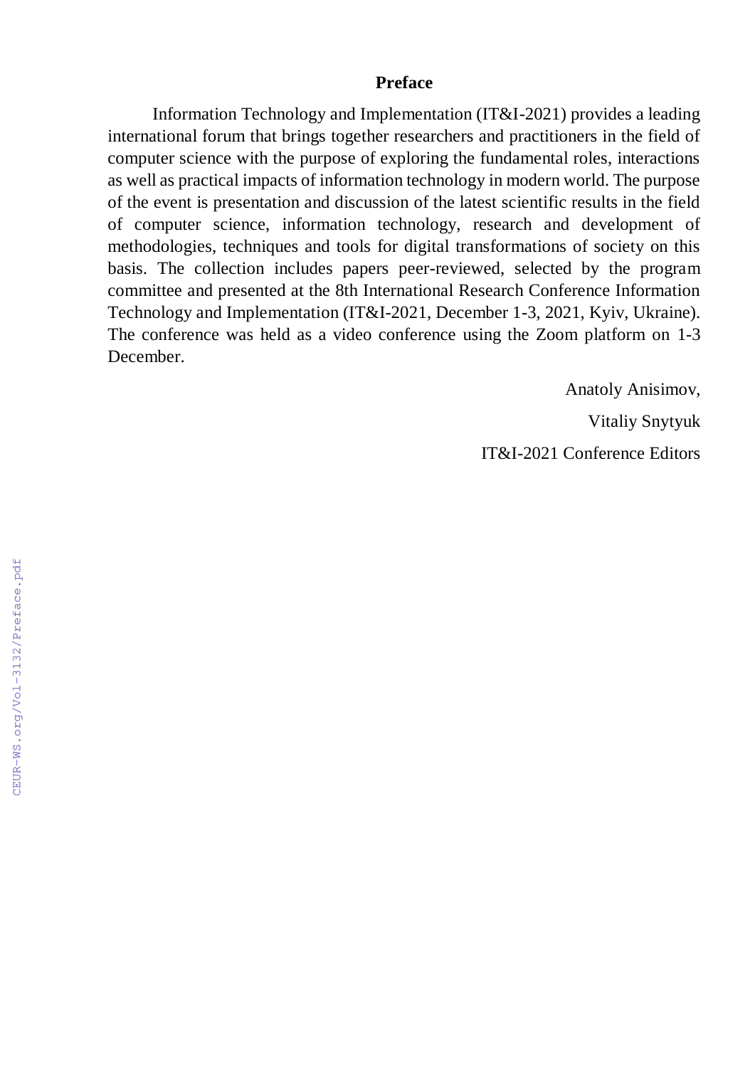# Preface

Information Technology and Implementation (IT&I-2021) provides a leading international forum that brings together researchers and practitioners in the field of computer science with the purpose of exploring the fundamental roles, interactions as well as practical impacts of information technology in modern world. The purpose of the event is presentation and discussion of the latest scientific results in the field of computer science, information technology, research and development of methodologies, techniques and tools for digital transformations of society on this basis. The collection includes papers peer-reviewed, selected by the program committee and presented at the 8th International Research Conference Information Technology and Implementation (IT&I-2021, December 1-3, 2021, Kyiv, Ukraine). The conference was held as a video conference using the Zoom platform on 1-3 December.

Anatoly Anisimov,

Vitaliy Snytyuk

IT&I-2021 Conference Editors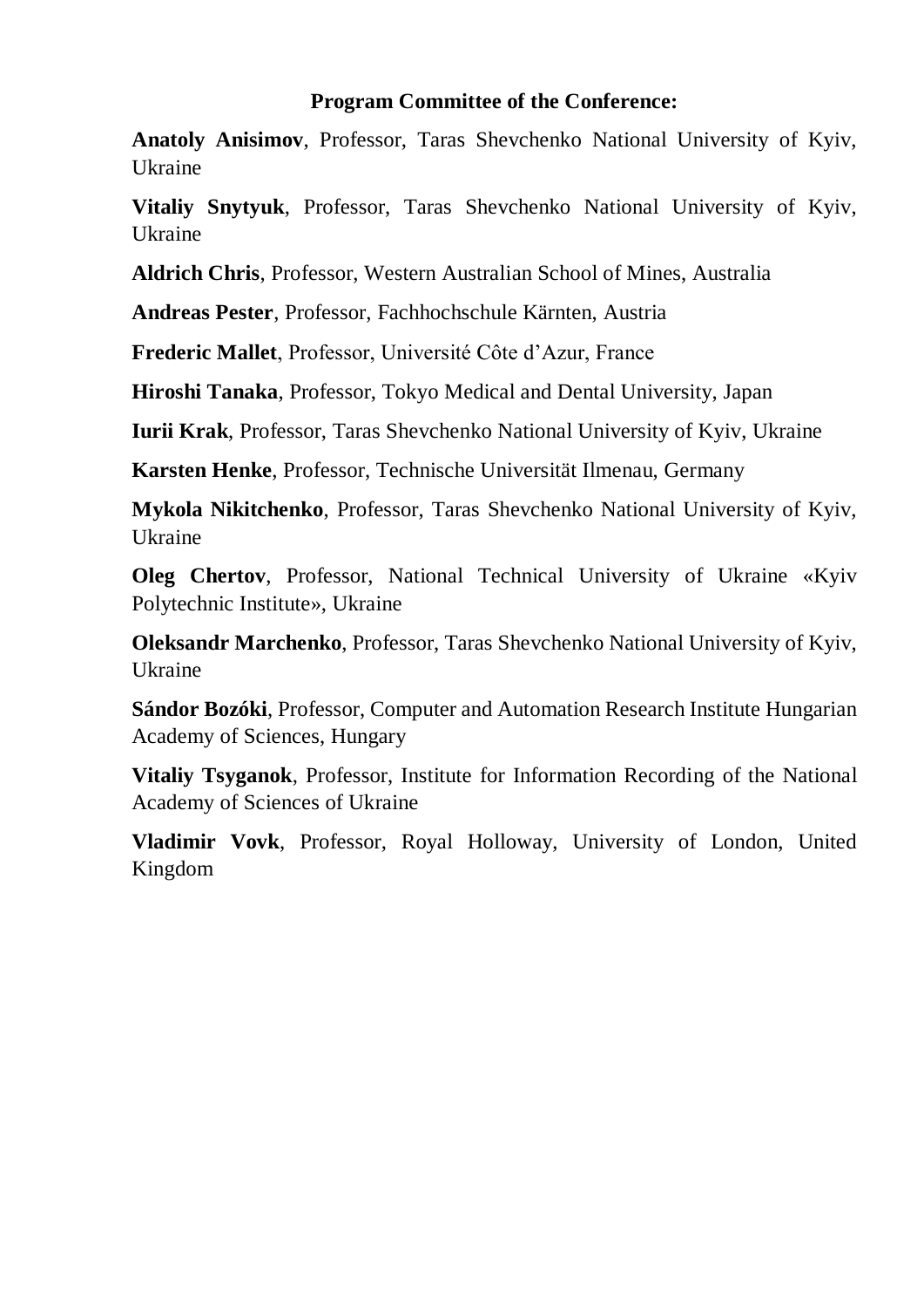**Program Committee of the Conference:**

**Anatoly Anisimov**, Professor, Taras Shevchenko National University of Kyiv, Ukraine

**Vitaliy Snytyuk**, Professor, Taras Shevchenko National University of Kyiv, Ukraine

**Aldrich Chris**, Professor, Western Australian School of Mines, Australia

**Andreas Pester**, Professor, Fachhochschule Kärnten, Austria

**Frederic Mallet**, Professor, Université Côte d'Azur, France

**Hiroshi Tanaka**, Professor, Tokyo Medical and Dental University, Japan

**Iurii Krak**, Professor, Taras Shevchenko National University of Kyiv, Ukraine

**Karsten Henke**, Professor, Technische Universität Ilmenau, Germany

**Mykola Nikitchenko**, Professor, Taras Shevchenko National University of Kyiv, Ukraine

**Oleg Chertov**, Professor, National Technical University of Ukraine «Kyiv Polytechnic Institute», Ukraine

**Oleksandr Marchenko**, Professor, Taras Shevchenko National University of Kyiv, Ukraine

**Sándor Bozóki**, Professor, Computer and Automation Research Institute Hungarian Academy of Sciences, Hungary

**Vitaliy Tsyganok**, Professor, Institute for Information Recording of the National Academy of Sciences of Ukraine

**Vladimir Vovk**, Professor, Royal Holloway, University of London, United Kingdom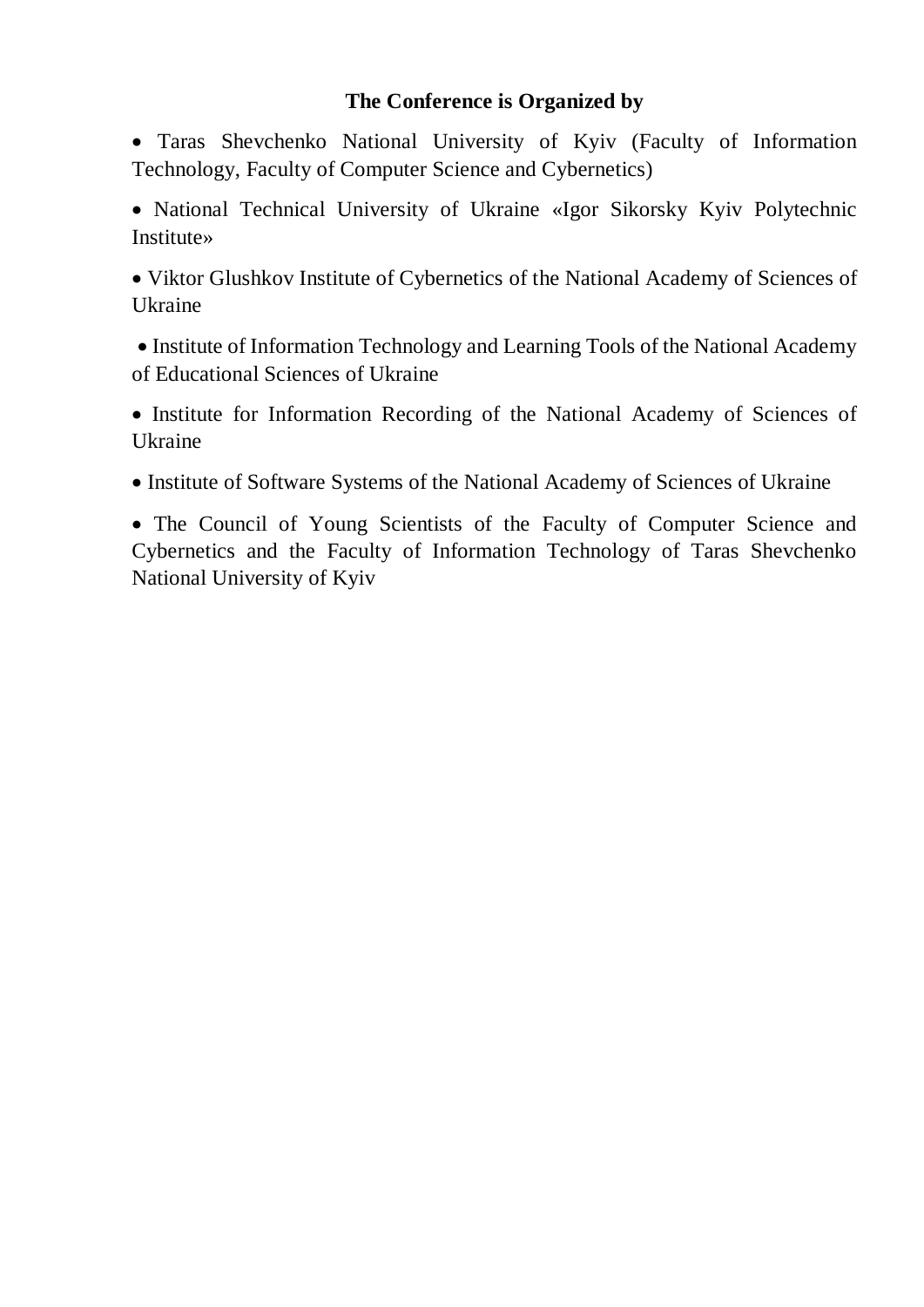## The Conference is Organized by

- Taras Shevchenko National University of Kyiv (Faculty of Information Technology, Faculty of Computer Science and Cybernetics)
- National Technical University of Ukraine «Igor Sikorsky Kyiv Polytechnic Institute»
- Viktor Glushkov Institute of Cybernetics of the National Academy of Sciences of Ukraine
- Institute of Information Technology and Learning Tools of the National Academy of Educational Sciences of Ukraine
- Institute for Information Recording of the National Academy of Sciences of Ukraine
- Institute of Software Systems of the National Academy of Sciences of Ukraine
- The Council of Young Scientists of the Faculty of Computer Science and Cybernetics and the Faculty of Information Technology of Taras Shevchenko National University of Kyiv